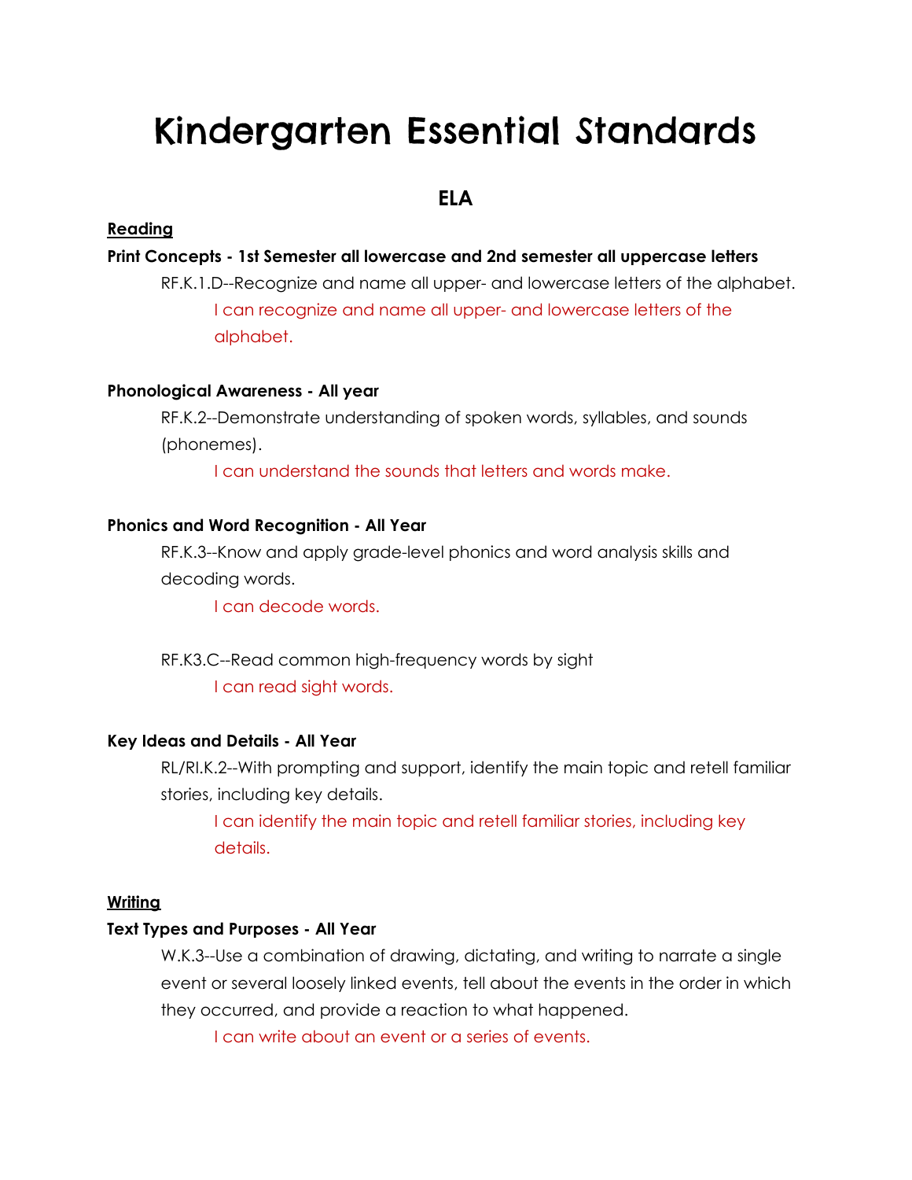# Kindergarten Essential Standards

## ELA

**Reading**

**Print Concepts - 1st Semester all lowercase and 2nd semester all uppercase letters**

RF.K.1.D--Recognize and name all upper- and lowercase letters of the alphabet.

I can recognize and name all upper- and lowercase letters of the alphabet.

**Phonological Awareness - All year**

RF.K.2--Demonstrate understanding of spoken words, syllables, and sounds (phonemes).

I can understand the sounds that letters and words make.

**Phonics and Word Recognition - All Year**

RF.K.3--Know and apply grade-level phonics and word analysis skills and decoding words.

I can decode words.

RF.K3.C--Read common high-frequency words by sight

I can read sight words.

**Key Ideas and Details - All Year**

RL/RI.K.2--With prompting and support, identify the main topic and retell familiar stories, including key details.

I can identify the main topic and retell familiar stories, including key details.

**Writing**

**Text Types and Purposes - All Year**

W.K.3--Use a combination of drawing, dictating, and writing to narrate a single event or several loosely linked events, tell about the events in the order in which they occurred, and provide a reaction to what happened.

I can write about an event or a series of events.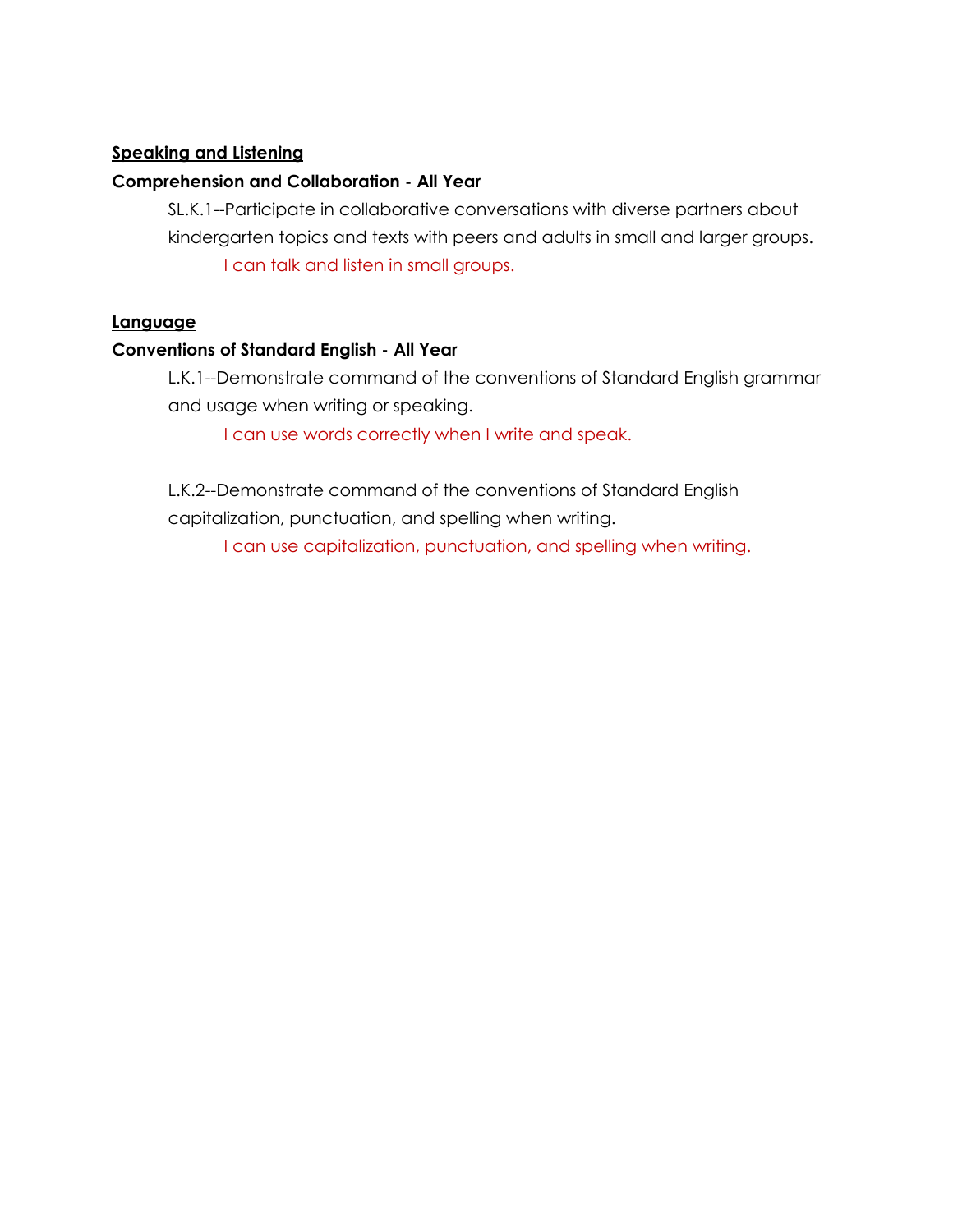**<u>Speaking and Listening</u>**

**Comprehension and Collaboration - All Year**

SL.K.1--Participate in collaborative conversations with diverse partners about kindergarten topics and texts with peers and adults in small and larger groups.

I can talk and listen in small groups.

**<u>Language</u>**

**Conventions of Standard English - All Year**

L.K.1--Demonstrate command of the conventions of Standard English grammar and usage when writing or speaking.

I can use words correctly when I write and speak.

L.K.2--Demonstrate command of the conventions of Standard English capitalization, punctuation, and spelling when writing.

I can use capitalization, punctuation, and spelling when writing.